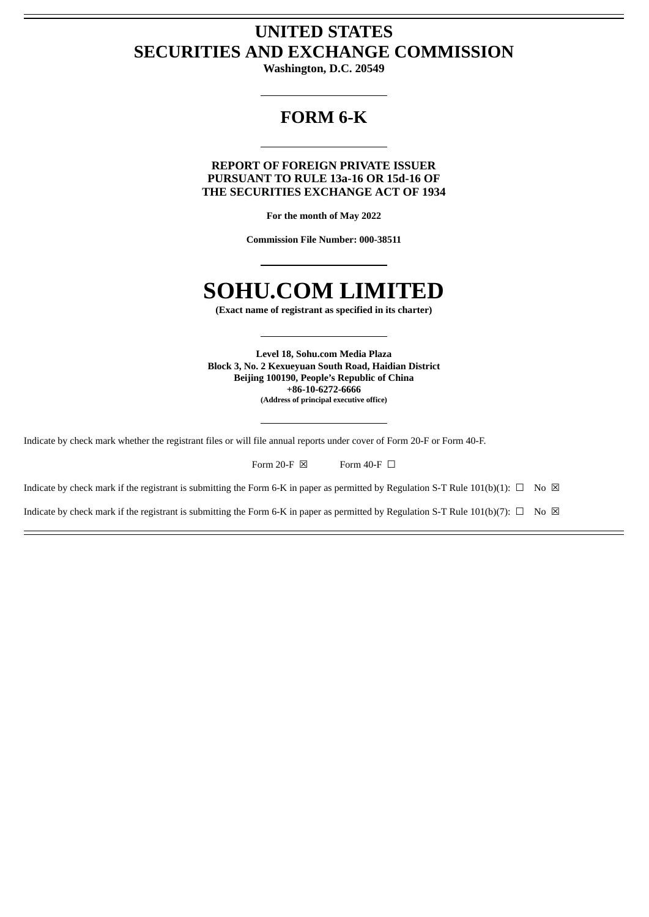# UNITED STATES
# SECURITIES AND EXCHANGE COMMISSION

**Washington, D.C. 20549**

---

## FORM 6-K

---

**REPORT OF FOREIGN PRIVATE ISSUER**
**PURSUANT TO RULE 13a-16 OR 15d-16 OF**
**THE SECURITIES EXCHANGE ACT OF 1934**

**For the month of May 2022**

**Commission File Number: 000-38511**

---

# SOHU.COM LIMITED

**(Exact name of registrant as specified in its charter)**

---

**Level 18, Sohu.com Media Plaza**
**Block 3, No. 2 Kexueyuan South Road, Haidian District**
**Beijing 100190, People's Republic of China**
**+86-10-6272-6666**
**(Address of principal executive office)**

---

Indicate by check mark whether the registrant files or will file annual reports under cover of Form 20-F or Form 40-F.

Form 20-F ☒ Form 40-F ☐

Indicate by check mark if the registrant is submitting the Form 6-K in paper as permitted by Regulation S-T Rule 101(b)(1): ☐ No ☒

Indicate by check mark if the registrant is submitting the Form 6-K in paper as permitted by Regulation S-T Rule 101(b)(7): ☐ No ☒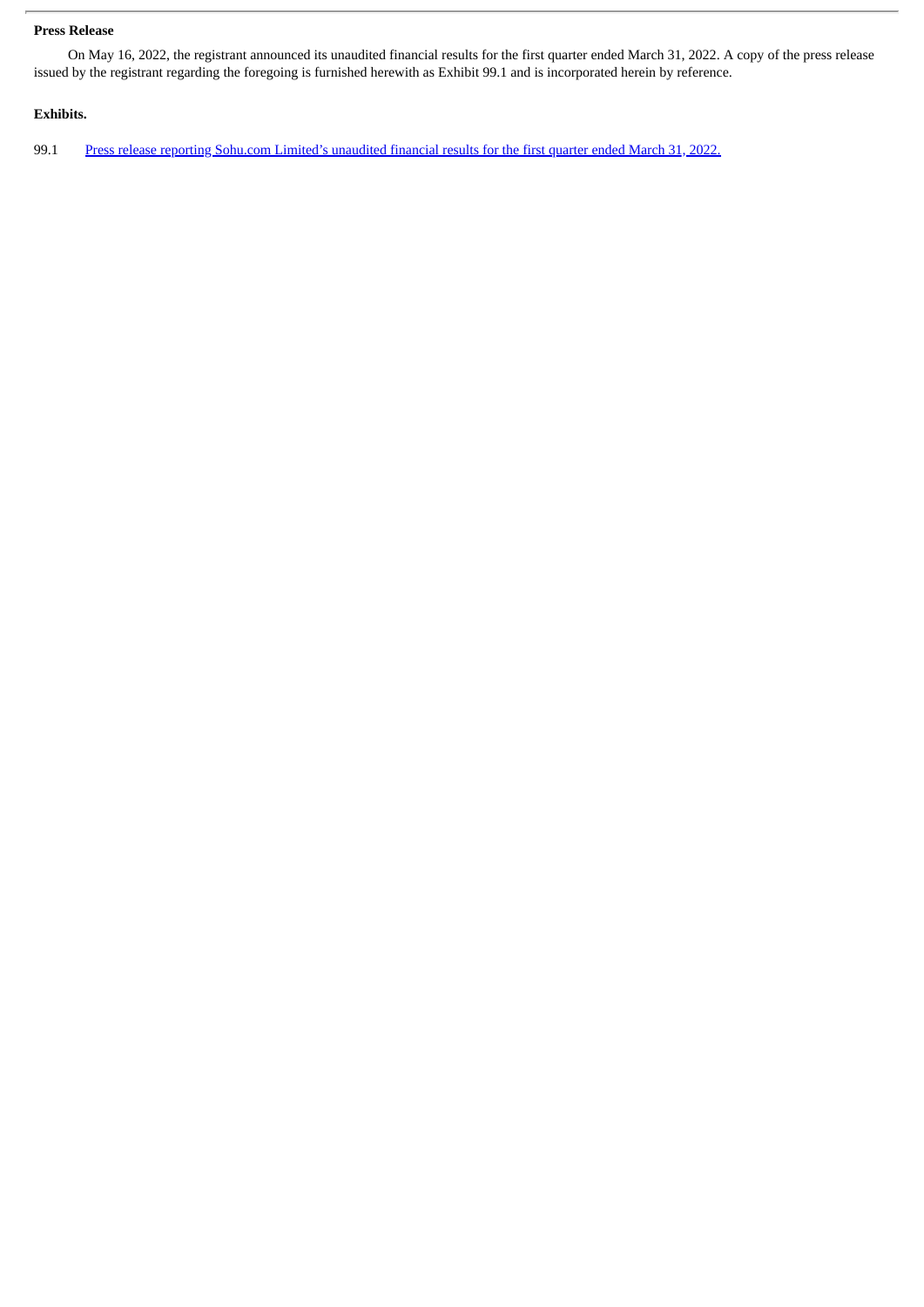**Press Release**

On May 16, 2022, the registrant announced its unaudited financial results for the first quarter ended March 31, 2022. A copy of the press release issued by the registrant regarding the foregoing is furnished herewith as Exhibit 99.1 and is incorporated herein by reference.

**Exhibits.**

99.1 Press release reporting Sohu.com Limited's unaudited financial results for the first quarter ended March 31, 2022.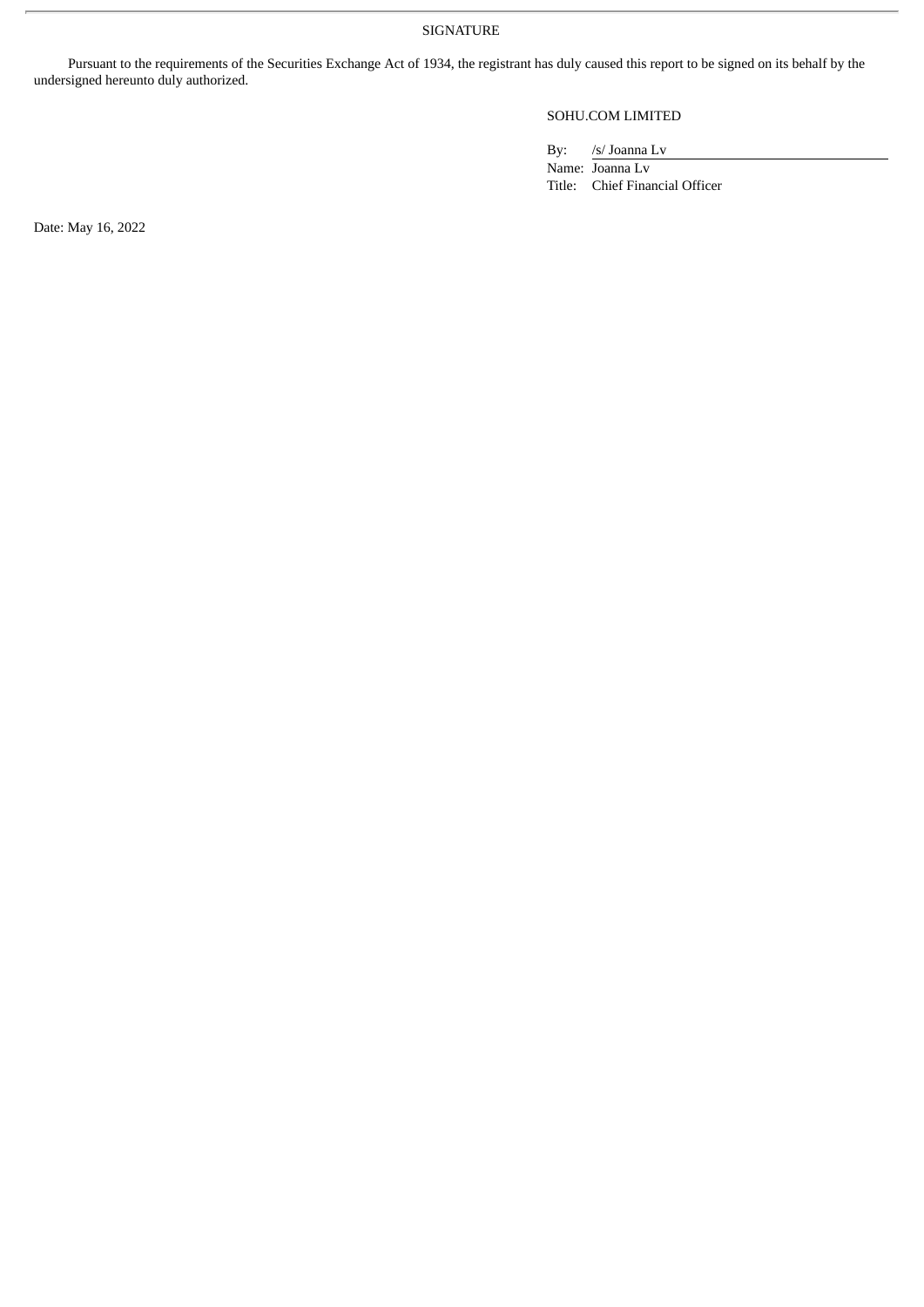SIGNATURE

Pursuant to the requirements of the Securities Exchange Act of 1934, the registrant has duly caused this report to be signed on its behalf by the undersigned hereunto duly authorized.

SOHU.COM LIMITED

By: /s/ Joanna Lv
Name: Joanna Lv
Title: Chief Financial Officer

Date: May 16, 2022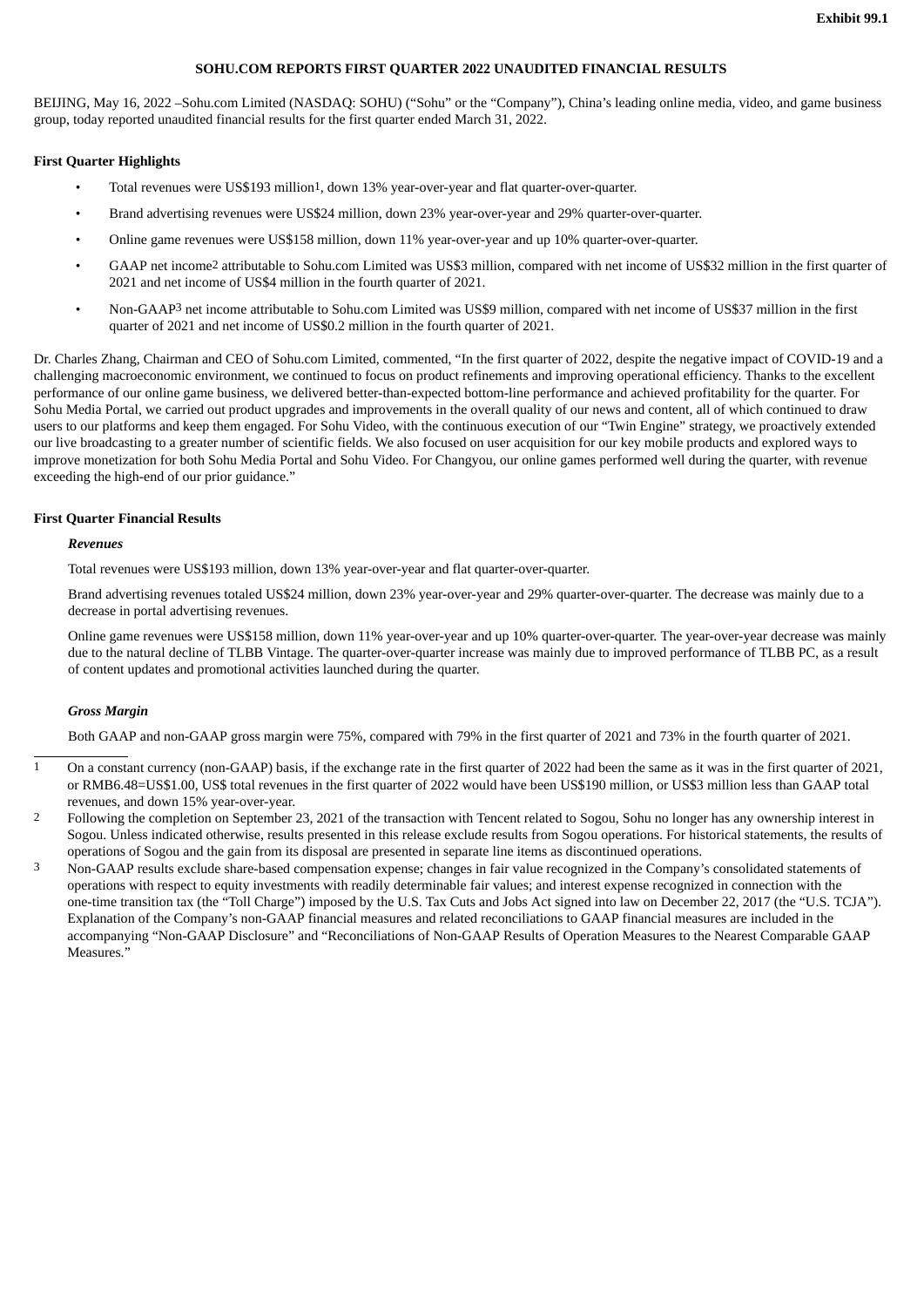**Exhibit 99.1**

# SOHU.COM REPORTS FIRST QUARTER 2022 UNAUDITED FINANCIAL RESULTS

BEIJING, May 16, 2022 –Sohu.com Limited (NASDAQ: SOHU) ("Sohu" or the "Company"), China's leading online media, video, and game business group, today reported unaudited financial results for the first quarter ended March 31, 2022.

### First Quarter Highlights

- Total revenues were US$193 million[1], down 13% year-over-year and flat quarter-over-quarter.
- Brand advertising revenues were US$24 million, down 23% year-over-year and 29% quarter-over-quarter.
- Online game revenues were US$158 million, down 11% year-over-year and up 10% quarter-over-quarter.
- GAAP net income[2] attributable to Sohu.com Limited was US$3 million, compared with net income of US$32 million in the first quarter of 2021 and net income of US$4 million in the fourth quarter of 2021.
- Non-GAAP[3] net income attributable to Sohu.com Limited was US$9 million, compared with net income of US$37 million in the first quarter of 2021 and net income of US$0.2 million in the fourth quarter of 2021.

Dr. Charles Zhang, Chairman and CEO of Sohu.com Limited, commented, "In the first quarter of 2022, despite the negative impact of COVID-19 and a challenging macroeconomic environment, we continued to focus on product refinements and improving operational efficiency. Thanks to the excellent performance of our online game business, we delivered better-than-expected bottom-line performance and achieved profitability for the quarter. For Sohu Media Portal, we carried out product upgrades and improvements in the overall quality of our news and content, all of which continued to draw users to our platforms and keep them engaged. For Sohu Video, with the continuous execution of our "Twin Engine" strategy, we proactively extended our live broadcasting to a greater number of scientific fields. We also focused on user acquisition for our key mobile products and explored ways to improve monetization for both Sohu Media Portal and Sohu Video. For Changyou, our online games performed well during the quarter, with revenue exceeding the high-end of our prior guidance."

### First Quarter Financial Results

#### *Revenues*

Total revenues were US$193 million, down 13% year-over-year and flat quarter-over-quarter.

Brand advertising revenues totaled US$24 million, down 23% year-over-year and 29% quarter-over-quarter. The decrease was mainly due to a decrease in portal advertising revenues.

Online game revenues were US$158 million, down 11% year-over-year and up 10% quarter-over-quarter. The year-over-year decrease was mainly due to the natural decline of TLBB Vintage. The quarter-over-quarter increase was mainly due to improved performance of TLBB PC, as a result of content updates and promotional activities launched during the quarter.

#### *Gross Margin*

Both GAAP and non-GAAP gross margin were 75%, compared with 79% in the first quarter of 2021 and 73% in the fourth quarter of 2021.

---

[1] On a constant currency (non-GAAP) basis, if the exchange rate in the first quarter of 2022 had been the same as it was in the first quarter of 2021, or RMB6.48=US$1.00, US$ total revenues in the first quarter of 2022 would have been US$190 million, or US$3 million less than GAAP total revenues, and down 15% year-over-year.

[2] Following the completion on September 23, 2021 of the transaction with Tencent related to Sogou, Sohu no longer has any ownership interest in Sogou. Unless indicated otherwise, results presented in this release exclude results from Sogou operations. For historical statements, the results of operations of Sogou and the gain from its disposal are presented in separate line items as discontinued operations.

[3] Non-GAAP results exclude share-based compensation expense; changes in fair value recognized in the Company's consolidated statements of operations with respect to equity investments with readily determinable fair values; and interest expense recognized in connection with the one-time transition tax (the "Toll Charge") imposed by the U.S. Tax Cuts and Jobs Act signed into law on December 22, 2017 (the "U.S. TCJA"). Explanation of the Company's non-GAAP financial measures and related reconciliations to GAAP financial measures are included in the accompanying "Non-GAAP Disclosure" and "Reconciliations of Non-GAAP Results of Operation Measures to the Nearest Comparable GAAP Measures."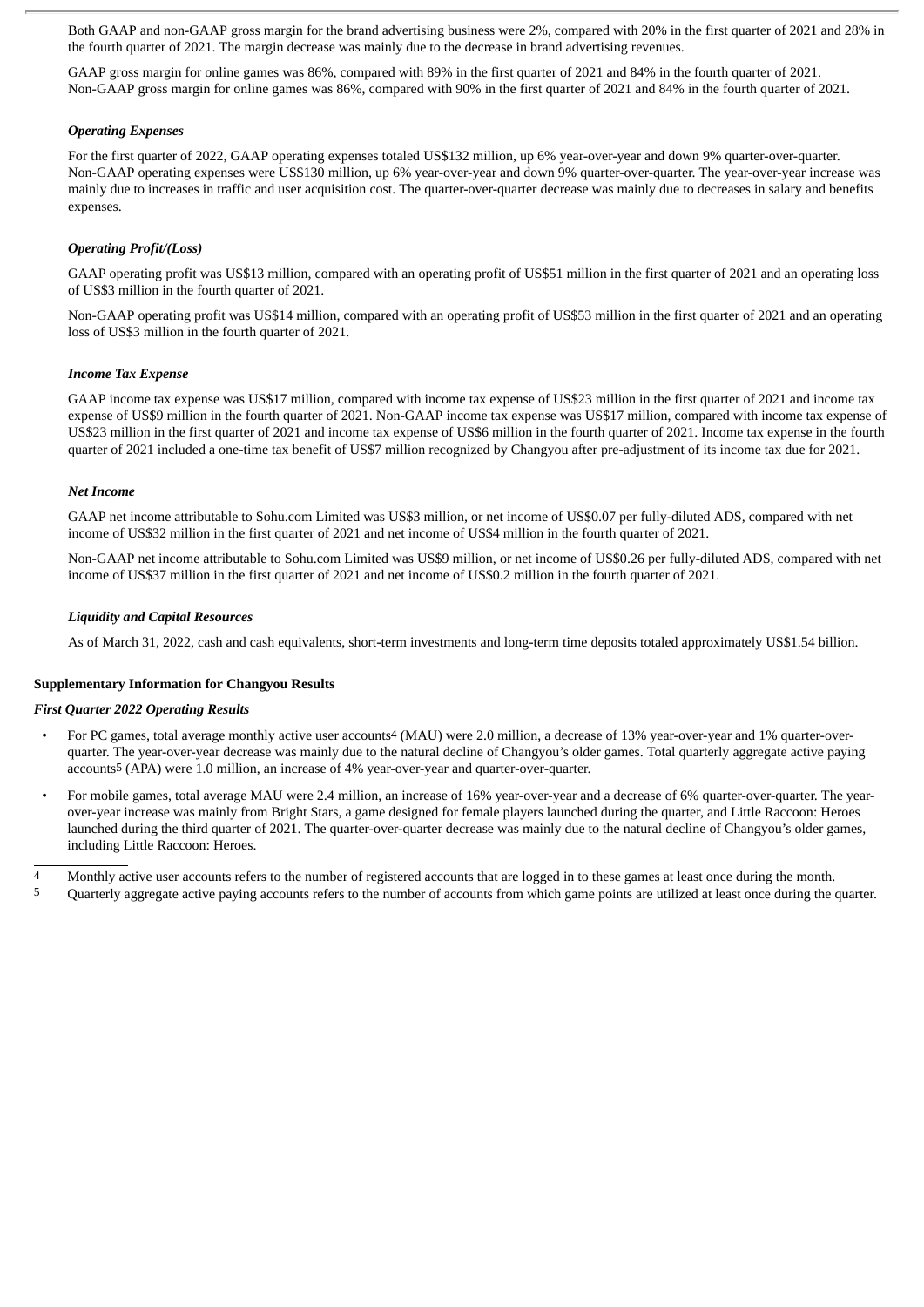Both GAAP and non-GAAP gross margin for the brand advertising business were 2%, compared with 20% in the first quarter of 2021 and 28% in the fourth quarter of 2021. The margin decrease was mainly due to the decrease in brand advertising revenues.

GAAP gross margin for online games was 86%, compared with 89% in the first quarter of 2021 and 84% in the fourth quarter of 2021. Non-GAAP gross margin for online games was 86%, compared with 90% in the first quarter of 2021 and 84% in the fourth quarter of 2021.

### *Operating Expenses*

For the first quarter of 2022, GAAP operating expenses totaled US$132 million, up 6% year-over-year and down 9% quarter-over-quarter. Non-GAAP operating expenses were US$130 million, up 6% year-over-year and down 9% quarter-over-quarter. The year-over-year increase was mainly due to increases in traffic and user acquisition cost. The quarter-over-quarter decrease was mainly due to decreases in salary and benefits expenses.

### *Operating Profit/(Loss)*

GAAP operating profit was US$13 million, compared with an operating profit of US$51 million in the first quarter of 2021 and an operating loss of US$3 million in the fourth quarter of 2021.

Non-GAAP operating profit was US$14 million, compared with an operating profit of US$53 million in the first quarter of 2021 and an operating loss of US$3 million in the fourth quarter of 2021.

### *Income Tax Expense*

GAAP income tax expense was US$17 million, compared with income tax expense of US$23 million in the first quarter of 2021 and income tax expense of US$9 million in the fourth quarter of 2021. Non-GAAP income tax expense was US$17 million, compared with income tax expense of US$23 million in the first quarter of 2021 and income tax expense of US$6 million in the fourth quarter of 2021. Income tax expense in the fourth quarter of 2021 included a one-time tax benefit of US$7 million recognized by Changyou after pre-adjustment of its income tax due for 2021.

### *Net Income*

GAAP net income attributable to Sohu.com Limited was US$3 million, or net income of US$0.07 per fully-diluted ADS, compared with net income of US$32 million in the first quarter of 2021 and net income of US$4 million in the fourth quarter of 2021.

Non-GAAP net income attributable to Sohu.com Limited was US$9 million, or net income of US$0.26 per fully-diluted ADS, compared with net income of US$37 million in the first quarter of 2021 and net income of US$0.2 million in the fourth quarter of 2021.

### *Liquidity and Capital Resources*

As of March 31, 2022, cash and cash equivalents, short-term investments and long-term time deposits totaled approximately US$1.54 billion.

## Supplementary Information for Changyou Results

### *First Quarter 2022 Operating Results*

- For PC games, total average monthly active user accounts[4] (MAU) were 2.0 million, a decrease of 13% year-over-year and 1% quarter-over-quarter. The year-over-year decrease was mainly due to the natural decline of Changyou's older games. Total quarterly aggregate active paying accounts[5] (APA) were 1.0 million, an increase of 4% year-over-year and quarter-over-quarter.
- For mobile games, total average MAU were 2.4 million, an increase of 16% year-over-year and a decrease of 6% quarter-over-quarter. The year-over-year increase was mainly from Bright Stars, a game designed for female players launched during the quarter, and Little Raccoon: Heroes launched during the third quarter of 2021. The quarter-over-quarter decrease was mainly due to the natural decline of Changyou's older games, including Little Raccoon: Heroes.

---

[4] Monthly active user accounts refers to the number of registered accounts that are logged in to these games at least once during the month.

[5] Quarterly aggregate active paying accounts refers to the number of accounts from which game points are utilized at least once during the quarter.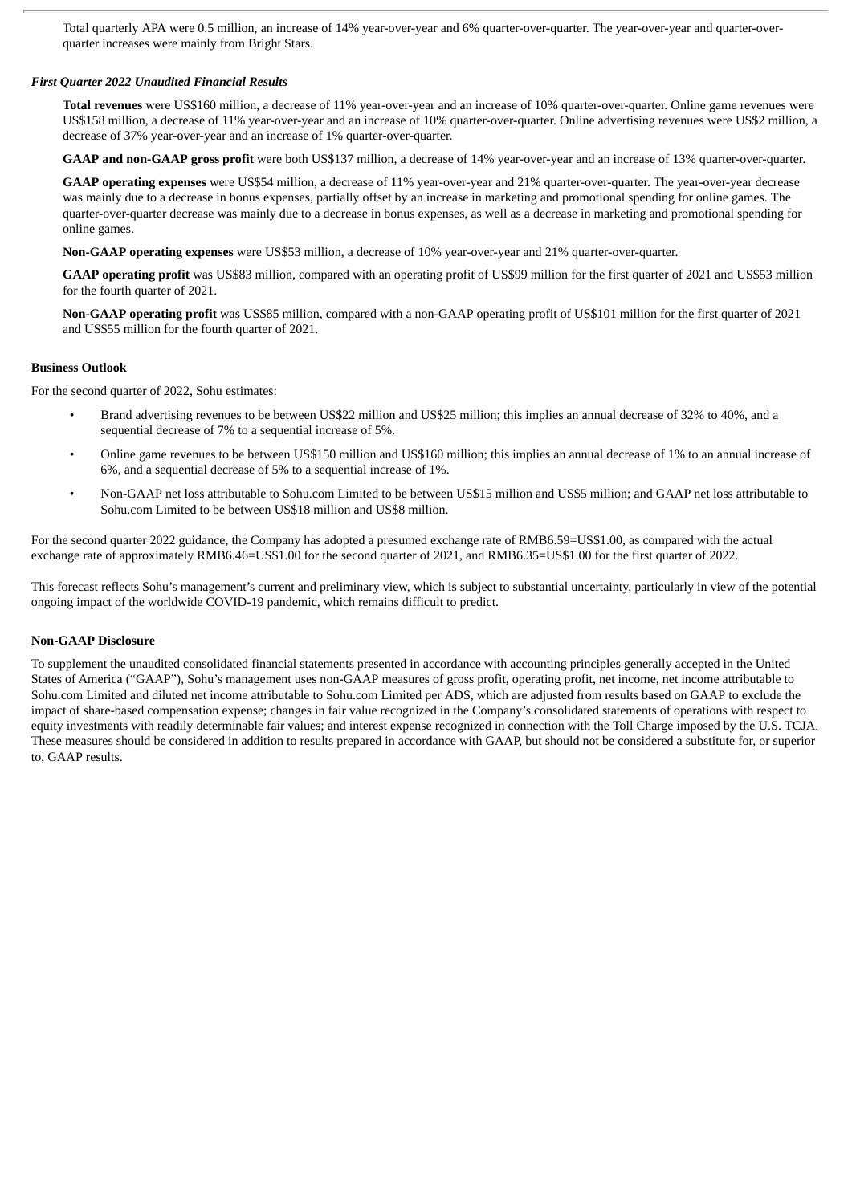Total quarterly APA were 0.5 million, an increase of 14% year-over-year and 6% quarter-over-quarter. The year-over-year and quarter-over-quarter increases were mainly from Bright Stars.

***First Quarter 2022 Unaudited Financial Results***

**Total revenues** were US$160 million, a decrease of 11% year-over-year and an increase of 10% quarter-over-quarter. Online game revenues were US$158 million, a decrease of 11% year-over-year and an increase of 10% quarter-over-quarter. Online advertising revenues were US$2 million, a decrease of 37% year-over-year and an increase of 1% quarter-over-quarter.

**GAAP and non-GAAP gross profit** were both US$137 million, a decrease of 14% year-over-year and an increase of 13% quarter-over-quarter.

**GAAP operating expenses** were US$54 million, a decrease of 11% year-over-year and 21% quarter-over-quarter. The year-over-year decrease was mainly due to a decrease in bonus expenses, partially offset by an increase in marketing and promotional spending for online games. The quarter-over-quarter decrease was mainly due to a decrease in bonus expenses, as well as a decrease in marketing and promotional spending for online games.

**Non-GAAP operating expenses** were US$53 million, a decrease of 10% year-over-year and 21% quarter-over-quarter.

**GAAP operating profit** was US$83 million, compared with an operating profit of US$99 million for the first quarter of 2021 and US$53 million for the fourth quarter of 2021.

**Non-GAAP operating profit** was US$85 million, compared with a non-GAAP operating profit of US$101 million for the first quarter of 2021 and US$55 million for the fourth quarter of 2021.

**Business Outlook**

For the second quarter of 2022, Sohu estimates:

- Brand advertising revenues to be between US$22 million and US$25 million; this implies an annual decrease of 32% to 40%, and a sequential decrease of 7% to a sequential increase of 5%.
- Online game revenues to be between US$150 million and US$160 million; this implies an annual decrease of 1% to an annual increase of 6%, and a sequential decrease of 5% to a sequential increase of 1%.
- Non-GAAP net loss attributable to Sohu.com Limited to be between US$15 million and US$5 million; and GAAP net loss attributable to Sohu.com Limited to be between US$18 million and US$8 million.

For the second quarter 2022 guidance, the Company has adopted a presumed exchange rate of RMB6.59=US$1.00, as compared with the actual exchange rate of approximately RMB6.46=US$1.00 for the second quarter of 2021, and RMB6.35=US$1.00 for the first quarter of 2022.

This forecast reflects Sohu's management's current and preliminary view, which is subject to substantial uncertainty, particularly in view of the potential ongoing impact of the worldwide COVID-19 pandemic, which remains difficult to predict.

**Non-GAAP Disclosure**

To supplement the unaudited consolidated financial statements presented in accordance with accounting principles generally accepted in the United States of America ("GAAP"), Sohu's management uses non-GAAP measures of gross profit, operating profit, net income, net income attributable to Sohu.com Limited and diluted net income attributable to Sohu.com Limited per ADS, which are adjusted from results based on GAAP to exclude the impact of share-based compensation expense; changes in fair value recognized in the Company's consolidated statements of operations with respect to equity investments with readily determinable fair values; and interest expense recognized in connection with the Toll Charge imposed by the U.S. TCJA. These measures should be considered in addition to results prepared in accordance with GAAP, but should not be considered a substitute for, or superior to, GAAP results.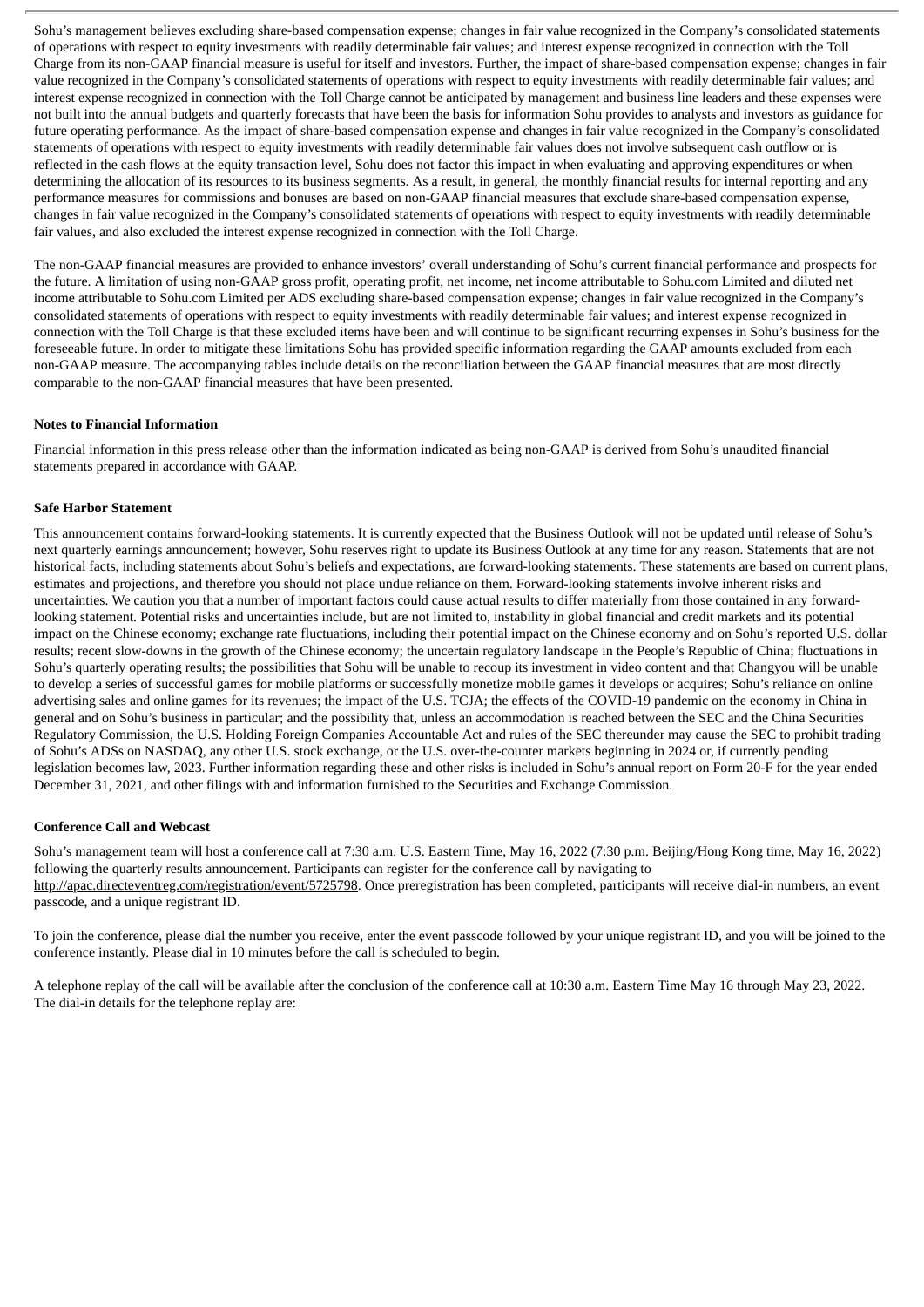Sohu's management believes excluding share-based compensation expense; changes in fair value recognized in the Company's consolidated statements of operations with respect to equity investments with readily determinable fair values; and interest expense recognized in connection with the Toll Charge from its non-GAAP financial measure is useful for itself and investors. Further, the impact of share-based compensation expense; changes in fair value recognized in the Company's consolidated statements of operations with respect to equity investments with readily determinable fair values; and interest expense recognized in connection with the Toll Charge cannot be anticipated by management and business line leaders and these expenses were not built into the annual budgets and quarterly forecasts that have been the basis for information Sohu provides to analysts and investors as guidance for future operating performance. As the impact of share-based compensation expense and changes in fair value recognized in the Company's consolidated statements of operations with respect to equity investments with readily determinable fair values does not involve subsequent cash outflow or is reflected in the cash flows at the equity transaction level, Sohu does not factor this impact in when evaluating and approving expenditures or when determining the allocation of its resources to its business segments. As a result, in general, the monthly financial results for internal reporting and any performance measures for commissions and bonuses are based on non-GAAP financial measures that exclude share-based compensation expense, changes in fair value recognized in the Company's consolidated statements of operations with respect to equity investments with readily determinable fair values, and also excluded the interest expense recognized in connection with the Toll Charge.

The non-GAAP financial measures are provided to enhance investors' overall understanding of Sohu's current financial performance and prospects for the future. A limitation of using non-GAAP gross profit, operating profit, net income, net income attributable to Sohu.com Limited and diluted net income attributable to Sohu.com Limited per ADS excluding share-based compensation expense; changes in fair value recognized in the Company's consolidated statements of operations with respect to equity investments with readily determinable fair values; and interest expense recognized in connection with the Toll Charge is that these excluded items have been and will continue to be significant recurring expenses in Sohu's business for the foreseeable future. In order to mitigate these limitations Sohu has provided specific information regarding the GAAP amounts excluded from each non-GAAP measure. The accompanying tables include details on the reconciliation between the GAAP financial measures that are most directly comparable to the non-GAAP financial measures that have been presented.

**Notes to Financial Information**

Financial information in this press release other than the information indicated as being non-GAAP is derived from Sohu's unaudited financial statements prepared in accordance with GAAP.

**Safe Harbor Statement**

This announcement contains forward-looking statements. It is currently expected that the Business Outlook will not be updated until release of Sohu's next quarterly earnings announcement; however, Sohu reserves right to update its Business Outlook at any time for any reason. Statements that are not historical facts, including statements about Sohu's beliefs and expectations, are forward-looking statements. These statements are based on current plans, estimates and projections, and therefore you should not place undue reliance on them. Forward-looking statements involve inherent risks and uncertainties. We caution you that a number of important factors could cause actual results to differ materially from those contained in any forward-looking statement. Potential risks and uncertainties include, but are not limited to, instability in global financial and credit markets and its potential impact on the Chinese economy; exchange rate fluctuations, including their potential impact on the Chinese economy and on Sohu's reported U.S. dollar results; recent slow-downs in the growth of the Chinese economy; the uncertain regulatory landscape in the People's Republic of China; fluctuations in Sohu's quarterly operating results; the possibilities that Sohu will be unable to recoup its investment in video content and that Changyou will be unable to develop a series of successful games for mobile platforms or successfully monetize mobile games it develops or acquires; Sohu's reliance on online advertising sales and online games for its revenues; the impact of the U.S. TCJA; the effects of the COVID-19 pandemic on the economy in China in general and on Sohu's business in particular; and the possibility that, unless an accommodation is reached between the SEC and the China Securities Regulatory Commission, the U.S. Holding Foreign Companies Accountable Act and rules of the SEC thereunder may cause the SEC to prohibit trading of Sohu's ADSs on NASDAQ, any other U.S. stock exchange, or the U.S. over-the-counter markets beginning in 2024 or, if currently pending legislation becomes law, 2023. Further information regarding these and other risks is included in Sohu's annual report on Form 20-F for the year ended December 31, 2021, and other filings with and information furnished to the Securities and Exchange Commission.

**Conference Call and Webcast**

Sohu's management team will host a conference call at 7:30 a.m. U.S. Eastern Time, May 16, 2022 (7:30 p.m. Beijing/Hong Kong time, May 16, 2022) following the quarterly results announcement. Participants can register for the conference call by navigating to http://apac.directeventreg.com/registration/event/5725798. Once preregistration has been completed, participants will receive dial-in numbers, an event passcode, and a unique registrant ID.

To join the conference, please dial the number you receive, enter the event passcode followed by your unique registrant ID, and you will be joined to the conference instantly. Please dial in 10 minutes before the call is scheduled to begin.

A telephone replay of the call will be available after the conclusion of the conference call at 10:30 a.m. Eastern Time May 16 through May 23, 2022. The dial-in details for the telephone replay are: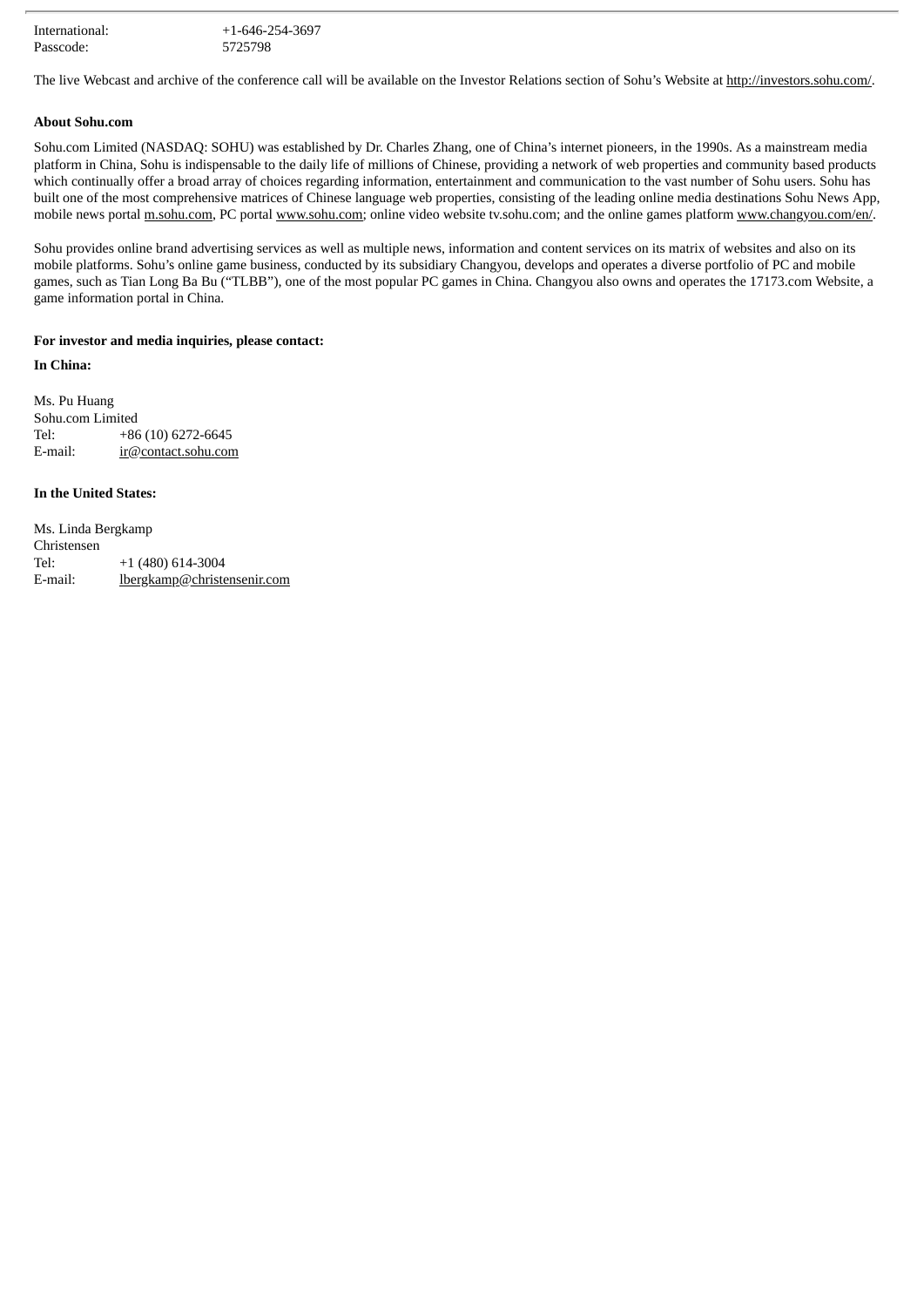| | |
|---|---|
| International: | +1-646-254-3697 |
| Passcode: | 5725798 |

The live Webcast and archive of the conference call will be available on the Investor Relations section of Sohu's Website at http://investors.sohu.com/.

**About Sohu.com**

Sohu.com Limited (NASDAQ: SOHU) was established by Dr. Charles Zhang, one of China's internet pioneers, in the 1990s. As a mainstream media platform in China, Sohu is indispensable to the daily life of millions of Chinese, providing a network of web properties and community based products which continually offer a broad array of choices regarding information, entertainment and communication to the vast number of Sohu users. Sohu has built one of the most comprehensive matrices of Chinese language web properties, consisting of the leading online media destinations Sohu News App, mobile news portal m.sohu.com, PC portal www.sohu.com; online video website tv.sohu.com; and the online games platform www.changyou.com/en/.

Sohu provides online brand advertising services as well as multiple news, information and content services on its matrix of websites and also on its mobile platforms. Sohu's online game business, conducted by its subsidiary Changyou, develops and operates a diverse portfolio of PC and mobile games, such as Tian Long Ba Bu ("TLBB"), one of the most popular PC games in China. Changyou also owns and operates the 17173.com Website, a game information portal in China.

**For investor and media inquiries, please contact:**

**In China:**

Ms. Pu Huang
Sohu.com Limited

| | |
|---|---|
| Tel: | +86 (10) 6272-6645 |
| E-mail: | ir@contact.sohu.com |

**In the United States:**

Ms. Linda Bergkamp
Christensen

| | |
|---|---|
| Tel: | +1 (480) 614-3004 |
| E-mail: | lbergkamp@christensenir.com |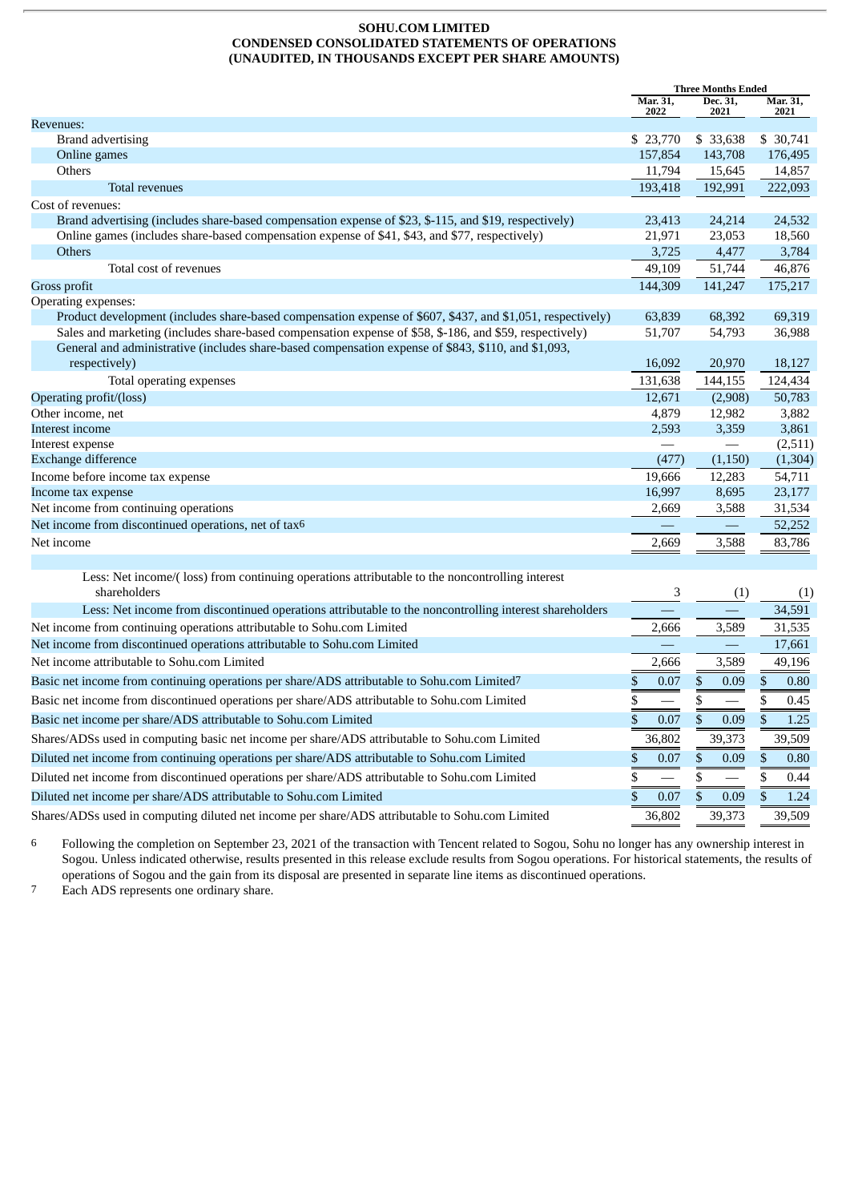**SOHU.COM LIMITED**
**CONDENSED CONSOLIDATED STATEMENTS OF OPERATIONS**
**(UNAUDITED, IN THOUSANDS EXCEPT PER SHARE AMOUNTS)**

| | Three Months Ended | | |
|---|---|---|---|
| | Mar. 31, 2022 | Dec. 31, 2021 | Mar. 31, 2021 |
| Revenues: | | | |
| Brand advertising | $ 23,770 | $ 33,638 | $ 30,741 |
| Online games | 157,854 | 143,708 | 176,495 |
| Others | 11,794 | 15,645 | 14,857 |
| Total revenues | 193,418 | 192,991 | 222,093 |
| Cost of revenues: | | | |
| Brand advertising (includes share-based compensation expense of $23, $-115, and $19, respectively) | 23,413 | 24,214 | 24,532 |
| Online games (includes share-based compensation expense of $41, $43, and $77, respectively) | 21,971 | 23,053 | 18,560 |
| Others | 3,725 | 4,477 | 3,784 |
| Total cost of revenues | 49,109 | 51,744 | 46,876 |
| Gross profit | 144,309 | 141,247 | 175,217 |
| Operating expenses: | | | |
| Product development (includes share-based compensation expense of $607, $437, and $1,051, respectively) | 63,839 | 68,392 | 69,319 |
| Sales and marketing (includes share-based compensation expense of $58, $-186, and $59, respectively) | 51,707 | 54,793 | 36,988 |
| General and administrative (includes share-based compensation expense of $843, $110, and $1,093, respectively) | 16,092 | 20,970 | 18,127 |
| Total operating expenses | 131,638 | 144,155 | 124,434 |
| Operating profit/(loss) | 12,671 | (2,908) | 50,783 |
| Other income, net | 4,879 | 12,982 | 3,882 |
| Interest income | 2,593 | 3,359 | 3,861 |
| Interest expense | — | — | (2,511) |
| Exchange difference | (477) | (1,150) | (1,304) |
| Income before income tax expense | 19,666 | 12,283 | 54,711 |
| Income tax expense | 16,997 | 8,695 | 23,177 |
| Net income from continuing operations | 2,669 | 3,588 | 31,534 |
| Net income from discontinued operations, net of tax[6] | — | — | 52,252 |
| Net income | 2,669 | 3,588 | 83,786 |
| | | | |
| Less: Net income/( loss) from continuing operations attributable to the noncontrolling interest shareholders | 3 | (1) | (1) |
| Less: Net income from discontinued operations attributable to the noncontrolling interest shareholders | — | — | 34,591 |
| Net income from continuing operations attributable to Sohu.com Limited | 2,666 | 3,589 | 31,535 |
| Net income from discontinued operations attributable to Sohu.com Limited | — | — | 17,661 |
| Net income attributable to Sohu.com Limited | 2,666 | 3,589 | 49,196 |
| Basic net income from continuing operations per share/ADS attributable to Sohu.com Limited[7] | $ 0.07 | $ 0.09 | $ 0.80 |
| Basic net income from discontinued operations per share/ADS attributable to Sohu.com Limited | $ — | $ — | $ 0.45 |
| Basic net income per share/ADS attributable to Sohu.com Limited | $ 0.07 | $ 0.09 | $ 1.25 |
| Shares/ADSs used in computing basic net income per share/ADS attributable to Sohu.com Limited | 36,802 | 39,373 | 39,509 |
| Diluted net income from continuing operations per share/ADS attributable to Sohu.com Limited | $ 0.07 | $ 0.09 | $ 0.80 |
| Diluted net income from discontinued operations per share/ADS attributable to Sohu.com Limited | $ — | $ — | $ 0.44 |
| Diluted net income per share/ADS attributable to Sohu.com Limited | $ 0.07 | $ 0.09 | $ 1.24 |
| Shares/ADSs used in computing diluted net income per share/ADS attributable to Sohu.com Limited | 36,802 | 39,373 | 39,509 |

6 Following the completion on September 23, 2021 of the transaction with Tencent related to Sogou, Sohu no longer has any ownership interest in Sogou. Unless indicated otherwise, results presented in this release exclude results from Sogou operations. For historical statements, the results of operations of Sogou and the gain from its disposal are presented in separate line items as discontinued operations.

7 Each ADS represents one ordinary share.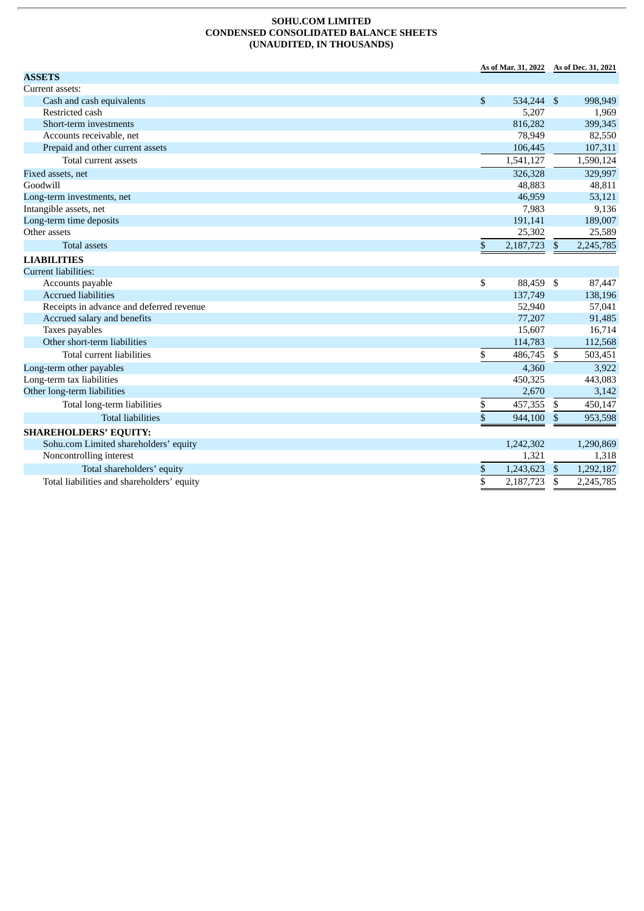# SOHU.COM LIMITED
## CONDENSED CONSOLIDATED BALANCE SHEETS
### (UNAUDITED, IN THOUSANDS)

| | As of Mar. 31, 2022 | As of Dec. 31, 2021 |
|---|---|---|
| **ASSETS** | | |
| Current assets: | | |
| Cash and cash equivalents | $ 534,244 | $ 998,949 |
| Restricted cash | 5,207 | 1,969 |
| Short-term investments | 816,282 | 399,345 |
| Accounts receivable, net | 78,949 | 82,550 |
| Prepaid and other current assets | 106,445 | 107,311 |
| Total current assets | 1,541,127 | 1,590,124 |
| Fixed assets, net | 326,328 | 329,997 |
| Goodwill | 48,883 | 48,811 |
| Long-term investments, net | 46,959 | 53,121 |
| Intangible assets, net | 7,983 | 9,136 |
| Long-term time deposits | 191,141 | 189,007 |
| Other assets | 25,302 | 25,589 |
| Total assets | $ 2,187,723 | $ 2,245,785 |
| **LIABILITIES** | | |
| Current liabilities: | | |
| Accounts payable | $ 88,459 | $ 87,447 |
| Accrued liabilities | 137,749 | 138,196 |
| Receipts in advance and deferred revenue | 52,940 | 57,041 |
| Accrued salary and benefits | 77,207 | 91,485 |
| Taxes payables | 15,607 | 16,714 |
| Other short-term liabilities | 114,783 | 112,568 |
| Total current liabilities | $ 486,745 | $ 503,451 |
| Long-term other payables | 4,360 | 3,922 |
| Long-term tax liabilities | 450,325 | 443,083 |
| Other long-term liabilities | 2,670 | 3,142 |
| Total long-term liabilities | $ 457,355 | $ 450,147 |
| Total liabilities | $ 944,100 | $ 953,598 |
| **SHAREHOLDERS' EQUITY:** | | |
| Sohu.com Limited shareholders' equity | 1,242,302 | 1,290,869 |
| Noncontrolling interest | 1,321 | 1,318 |
| Total shareholders' equity | $ 1,243,623 | $ 1,292,187 |
| Total liabilities and shareholders' equity | $ 2,187,723 | $ 2,245,785 |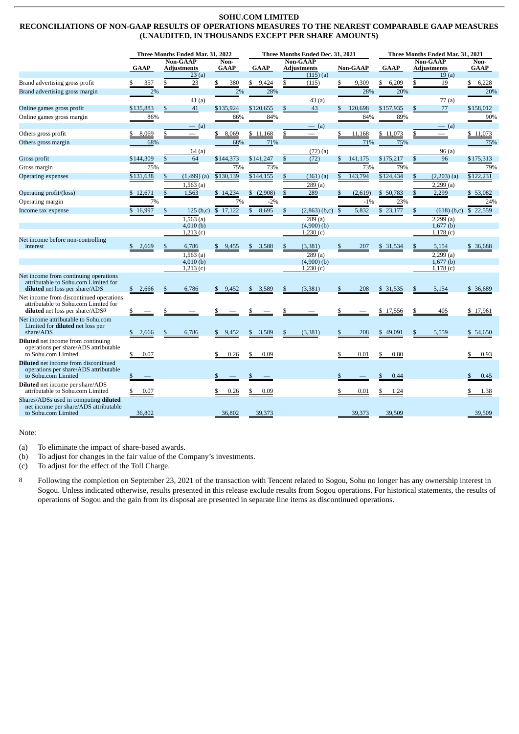# SOHU.COM LIMITED

## RECONCILIATIONS OF NON-GAAP RESULTS OF OPERATIONS MEASURES TO THE NEAREST COMPARABLE GAAP MEASURES (UNAUDITED, IN THOUSANDS EXCEPT PER SHARE AMOUNTS)

| | Three Months Ended Mar. 31, 2022 | | | Three Months Ended Dec. 31, 2021 | | | Three Months Ended Mar. 31, 2021 | | |
|---|---|---|---|---|---|---|---|---|---|
| | GAAP | Non-GAAP Adjustments | Non-GAAP | GAAP | Non-GAAP Adjustments | Non-GAAP | GAAP | Non-GAAP Adjustments | Non-GAAP |
| | | 23 (a) | | | (115) (a) | | | 19 (a) | |
| Brand advertising gross profit | $ 357 | $ 23 | $ 380 | $ 9,424 | $ (115) | $ 9,309 | $ 6,209 | $ 19 | $ 6,228 |
| Brand advertising gross margin | 2% | | 2% | 28% | | 28% | 20% | | 20% |
| | | 41 (a) | | | 43 (a) | | | 77 (a) | |
| Online games gross profit | $135,883 | $ 41 | $135,924 | $120,655 | $ 43 | $ 120,698 | $157,935 | $ 77 | $158,012 |
| Online games gross margin | 86% | | 86% | 84% | | 84% | 89% | | 90% |
| | | — (a) | | | — (a) | | | — (a) | |
| Others gross profit | $ 8,069 | $ — | $ 8,069 | $ 11,168 | $ — | $ 11,168 | $ 11,073 | $ — | $ 11,073 |
| Others gross margin | 68% | | 68% | 71% | | 71% | 75% | | 75% |
| | | 64 (a) | | | (72) (a) | | | 96 (a) | |
| Gross profit | $144,309 | $ 64 | $144,373 | $141,247 | $ (72) | $ 141,175 | $175,217 | $ 96 | $175,313 |
| Gross margin | 75% | | 75% | 73% | | 73% | 79% | | 79% |
| Operating expenses | $131,638 | $ (1,499) (a) | $130,139 | $144,155 | $ (361) (a) | $ 143,794 | $124,434 | $ (2,203) (a) | $122,231 |
| | | 1,563 (a) | | | 289 (a) | | | 2,299 (a) | |
| Operating profit/(loss) | $ 12,671 | $ 1,563 | $ 14,234 | $ (2,908) | $ 289 | $ (2,619) | $ 50,783 | $ 2,299 | $ 53,082 |
| Operating margin | 7% | | 7% | -2% | | -1% | 23% | | 24% |
| Income tax expense | $ 16,997 | $ 125 (b,c) | $ 17,122 | $ 8,695 | $ (2,863) (b,c) | $ 5,832 | $ 23,177 | $ (618) (b,c) | $ 22,559 |
| | | 1,563 (a)<br>4,010 (b)<br>1,213 (c) | | | 289 (a)<br>(4,900) (b)<br>1,230 (c) | | | 2,299 (a)<br>1,677 (b)<br>1,178 (c) | |
| Net income before non-controlling interest | $ 2,669 | $ 6,786 | $ 9,455 | $ 3,588 | $ (3,381) | $ 207 | $ 31,534 | $ 5,154 | $ 36,688 |
| | | 1,563 (a)<br>4,010 (b)<br>1,213 (c) | | | 289 (a)<br>(4,900) (b)<br>1,230 (c) | | | 2,299 (a)<br>1,677 (b)<br>1,178 (c) | |
| Net income from continuing operations attributable to Sohu.com Limited for **diluted** net loss per share/ADS | $ 2,666 | $ 6,786 | $ 9,452 | $ 3,589 | $ (3,381) | $ 208 | $ 31,535 | $ 5,154 | $ 36,689 |
| Net income from discontinued operations attributable to Sohu.com Limited for **diluted** net loss per share/ADS[8] | $ — | $ — | $ — | $ — | $ — | $ — | $ 17,556 | $ 405 | $ 17,961 |
| Net income attributable to Sohu.com Limited for **diluted** net loss per share/ADS | $ 2,666 | $ 6,786 | $ 9,452 | $ 3,589 | $ (3,381) | $ 208 | $ 49,091 | $ 5,559 | $ 54,650 |
| **Diluted** net income from continuing operations per share/ADS attributable to Sohu.com Limited | $ 0.07 | | $ 0.26 | $ 0.09 | | $ 0.01 | $ 0.80 | | $ 0.93 |
| **Diluted** net income from discontinued operations per share/ADS attributable to Sohu.com Limited | $ — | | $ — | $ — | | $ — | $ 0.44 | | $ 0.45 |
| **Diluted** net income per share/ADS attributable to Sohu.com Limited | $ 0.07 | | $ 0.26 | $ 0.09 | | $ 0.01 | $ 1.24 | | $ 1.38 |
| Shares/ADSs used in computing **diluted** net income per share/ADS attributable to Sohu.com Limited | 36,802 | | 36,802 | 39,373 | | 39,373 | 39,509 | | 39,509 |

Note:

(a) To eliminate the impact of share-based awards.

(b) To adjust for changes in the fair value of the Company's investments.

(c) To adjust for the effect of the Toll Charge.

8 Following the completion on September 23, 2021 of the transaction with Tencent related to Sogou, Sohu no longer has any ownership interest in Sogou. Unless indicated otherwise, results presented in this release exclude results from Sogou operations. For historical statements, the results of operations of Sogou and the gain from its disposal are presented in separate line items as discontinued operations.